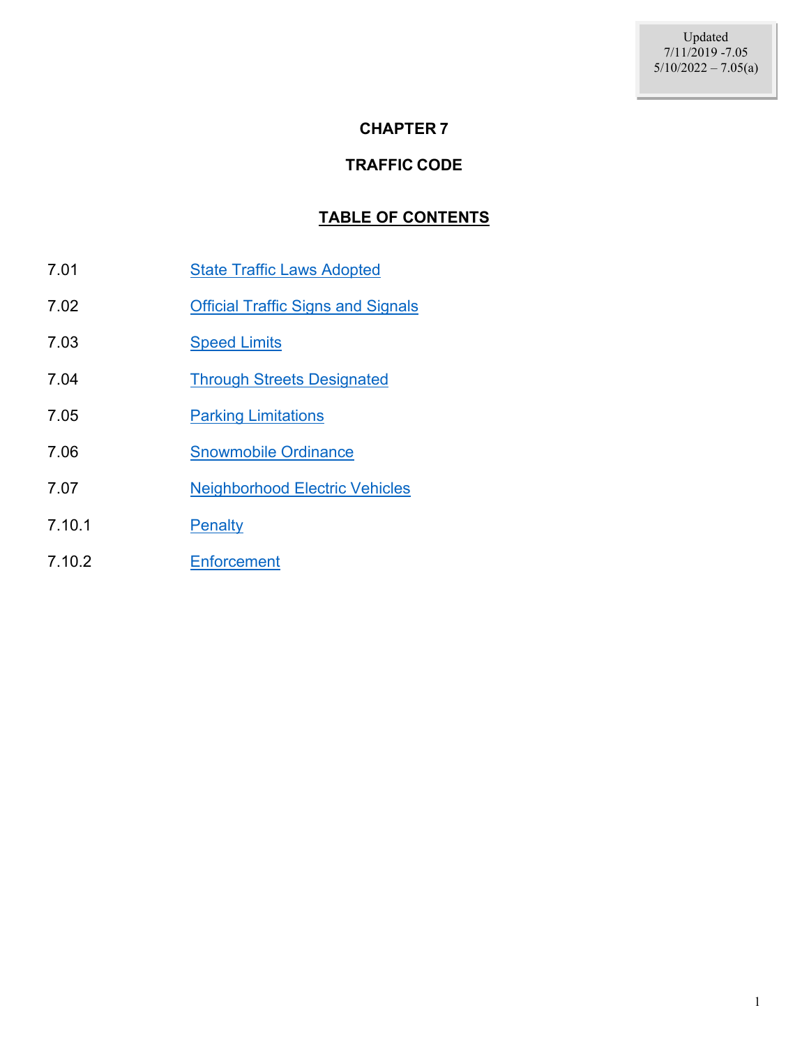Updated
7/11/2019 -7.05
5/10/2022 – 7.05(a)

# CHAPTER 7

# TRAFFIC CODE

## TABLE OF CONTENTS

| | |
|---|---|
| 7.01 | State Traffic Laws Adopted |
| 7.02 | Official Traffic Signs and Signals |
| 7.03 | Speed Limits |
| 7.04 | Through Streets Designated |
| 7.05 | Parking Limitations |
| 7.06 | Snowmobile Ordinance |
| 7.07 | Neighborhood Electric Vehicles |
| 7.10.1 | Penalty |
| 7.10.2 | Enforcement |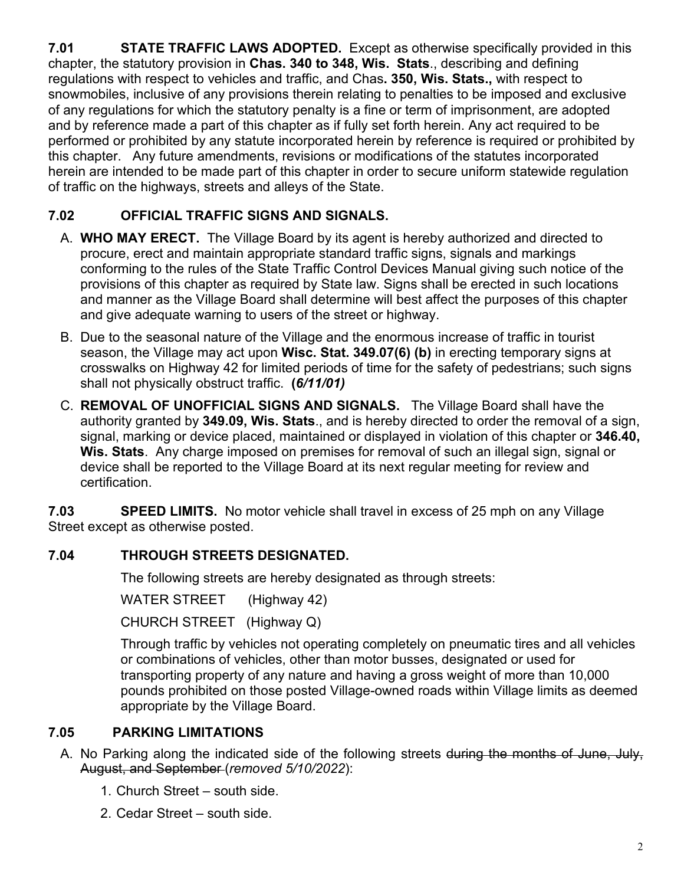**7.01 STATE TRAFFIC LAWS ADOPTED.** Except as otherwise specifically provided in this chapter, the statutory provision in **Chas. 340 to 348, Wis. Stats**., describing and defining regulations with respect to vehicles and traffic, and Chas**. 350, Wis. Stats.,** with respect to snowmobiles, inclusive of any provisions therein relating to penalties to be imposed and exclusive of any regulations for which the statutory penalty is a fine or term of imprisonment, are adopted and by reference made a part of this chapter as if fully set forth herein. Any act required to be performed or prohibited by any statute incorporated herein by reference is required or prohibited by this chapter. Any future amendments, revisions or modifications of the statutes incorporated herein are intended to be made part of this chapter in order to secure uniform statewide regulation of traffic on the highways, streets and alleys of the State.

## 7.02 OFFICIAL TRAFFIC SIGNS AND SIGNALS.

A. **WHO MAY ERECT.** The Village Board by its agent is hereby authorized and directed to procure, erect and maintain appropriate standard traffic signs, signals and markings conforming to the rules of the State Traffic Control Devices Manual giving such notice of the provisions of this chapter as required by State law. Signs shall be erected in such locations and manner as the Village Board shall determine will best affect the purposes of this chapter and give adequate warning to users of the street or highway.

B. Due to the seasonal nature of the Village and the enormous increase of traffic in tourist season, the Village may act upon **Wisc. Stat. 349.07(6) (b)** in erecting temporary signs at crosswalks on Highway 42 for limited periods of time for the safety of pedestrians; such signs shall not physically obstruct traffic. **(*6/11/01)***

C. **REMOVAL OF UNOFFICIAL SIGNS AND SIGNALS.** The Village Board shall have the authority granted by **349.09, Wis. Stats**., and is hereby directed to order the removal of a sign, signal, marking or device placed, maintained or displayed in violation of this chapter or **346.40, Wis. Stats**. Any charge imposed on premises for removal of such an illegal sign, signal or device shall be reported to the Village Board at its next regular meeting for review and certification.

**7.03 SPEED LIMITS.** No motor vehicle shall travel in excess of 25 mph on any Village Street except as otherwise posted.

## 7.04 THROUGH STREETS DESIGNATED.

The following streets are hereby designated as through streets:

WATER STREET (Highway 42)

CHURCH STREET (Highway Q)

Through traffic by vehicles not operating completely on pneumatic tires and all vehicles or combinations of vehicles, other than motor busses, designated or used for transporting property of any nature and having a gross weight of more than 10,000 pounds prohibited on those posted Village-owned roads within Village limits as deemed appropriate by the Village Board.

## 7.05 PARKING LIMITATIONS

A. No Parking along the indicated side of the following streets ~~during the months of June, July, August, and September~~ (*removed 5/10/2022*):

1. Church Street – south side.
2. Cedar Street – south side.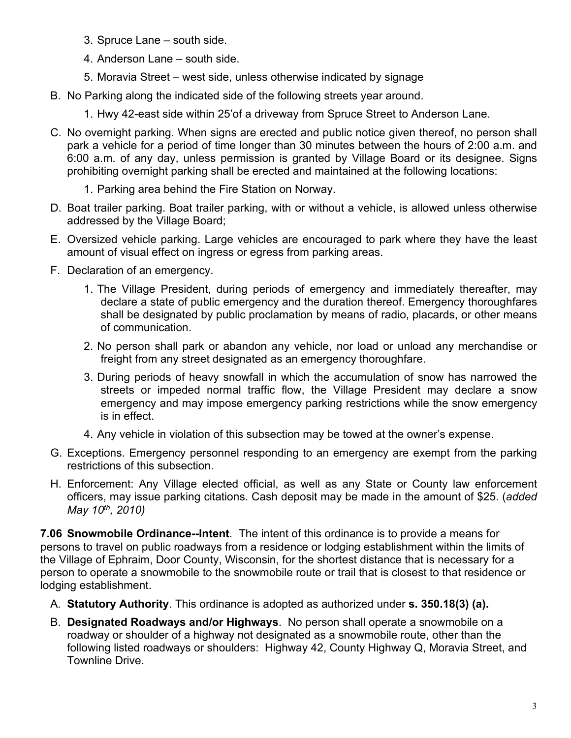3. Spruce Lane – south side.
4. Anderson Lane – south side.
5. Moravia Street – west side, unless otherwise indicated by signage

B. No Parking along the indicated side of the following streets year around.

1. Hwy 42-east side within 25'of a driveway from Spruce Street to Anderson Lane.

C. No overnight parking. When signs are erected and public notice given thereof, no person shall park a vehicle for a period of time longer than 30 minutes between the hours of 2:00 a.m. and 6:00 a.m. of any day, unless permission is granted by Village Board or its designee. Signs prohibiting overnight parking shall be erected and maintained at the following locations:

1. Parking area behind the Fire Station on Norway.

D. Boat trailer parking. Boat trailer parking, with or without a vehicle, is allowed unless otherwise addressed by the Village Board;

E. Oversized vehicle parking. Large vehicles are encouraged to park where they have the least amount of visual effect on ingress or egress from parking areas.

F. Declaration of an emergency.

1. The Village President, during periods of emergency and immediately thereafter, may declare a state of public emergency and the duration thereof. Emergency thoroughfares shall be designated by public proclamation by means of radio, placards, or other means of communication.
2. No person shall park or abandon any vehicle, nor load or unload any merchandise or freight from any street designated as an emergency thoroughfare.
3. During periods of heavy snowfall in which the accumulation of snow has narrowed the streets or impeded normal traffic flow, the Village President may declare a snow emergency and may impose emergency parking restrictions while the snow emergency is in effect.
4. Any vehicle in violation of this subsection may be towed at the owner's expense.

G. Exceptions. Emergency personnel responding to an emergency are exempt from the parking restrictions of this subsection.

H. Enforcement: Any Village elected official, as well as any State or County law enforcement officers, may issue parking citations. Cash deposit may be made in the amount of $25. (*added May 10th, 2010)*

**7.06 Snowmobile Ordinance--Intent**. The intent of this ordinance is to provide a means for persons to travel on public roadways from a residence or lodging establishment within the limits of the Village of Ephraim, Door County, Wisconsin, for the shortest distance that is necessary for a person to operate a snowmobile to the snowmobile route or trail that is closest to that residence or lodging establishment.

A. **Statutory Authority**. This ordinance is adopted as authorized under **s. 350.18(3) (a).**

B. **Designated Roadways and/or Highways**. No person shall operate a snowmobile on a roadway or shoulder of a highway not designated as a snowmobile route, other than the following listed roadways or shoulders: Highway 42, County Highway Q, Moravia Street, and Townline Drive.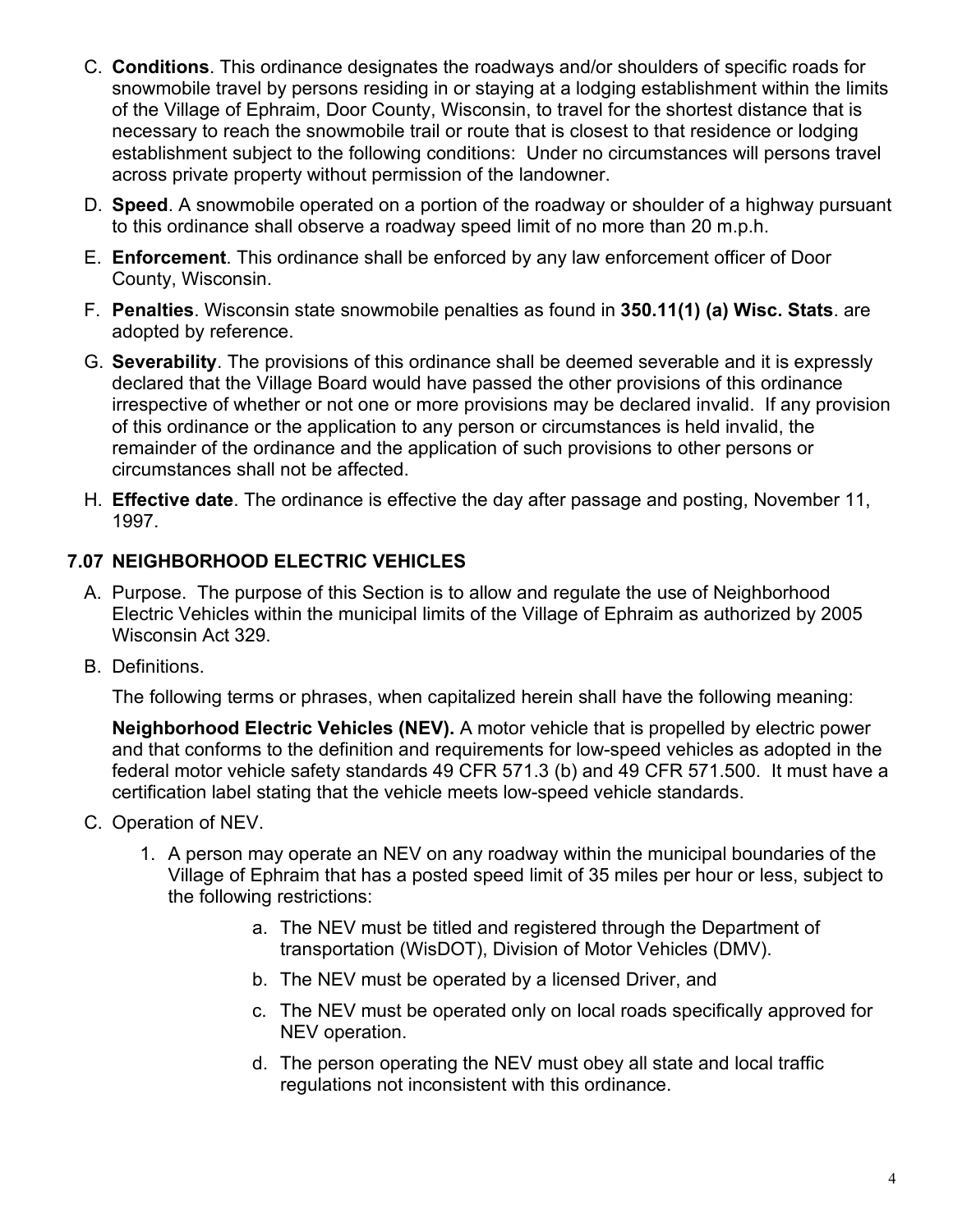C. **Conditions**. This ordinance designates the roadways and/or shoulders of specific roads for snowmobile travel by persons residing in or staying at a lodging establishment within the limits of the Village of Ephraim, Door County, Wisconsin, to travel for the shortest distance that is necessary to reach the snowmobile trail or route that is closest to that residence or lodging establishment subject to the following conditions: Under no circumstances will persons travel across private property without permission of the landowner.

D. **Speed**. A snowmobile operated on a portion of the roadway or shoulder of a highway pursuant to this ordinance shall observe a roadway speed limit of no more than 20 m.p.h.

E. **Enforcement**. This ordinance shall be enforced by any law enforcement officer of Door County, Wisconsin.

F. **Penalties**. Wisconsin state snowmobile penalties as found in **350.11(1) (a) Wisc. Stats**. are adopted by reference.

G. **Severability**. The provisions of this ordinance shall be deemed severable and it is expressly declared that the Village Board would have passed the other provisions of this ordinance irrespective of whether or not one or more provisions may be declared invalid. If any provision of this ordinance or the application to any person or circumstances is held invalid, the remainder of the ordinance and the application of such provisions to other persons or circumstances shall not be affected.

H. **Effective date**. The ordinance is effective the day after passage and posting, November 11, 1997.

## 7.07 NEIGHBORHOOD ELECTRIC VEHICLES

A. Purpose. The purpose of this Section is to allow and regulate the use of Neighborhood Electric Vehicles within the municipal limits of the Village of Ephraim as authorized by 2005 Wisconsin Act 329.

B. Definitions.

The following terms or phrases, when capitalized herein shall have the following meaning:

**Neighborhood Electric Vehicles (NEV).** A motor vehicle that is propelled by electric power and that conforms to the definition and requirements for low-speed vehicles as adopted in the federal motor vehicle safety standards 49 CFR 571.3 (b) and 49 CFR 571.500. It must have a certification label stating that the vehicle meets low-speed vehicle standards.

C. Operation of NEV.

1. A person may operate an NEV on any roadway within the municipal boundaries of the Village of Ephraim that has a posted speed limit of 35 miles per hour or less, subject to the following restrictions:

    a. The NEV must be titled and registered through the Department of transportation (WisDOT), Division of Motor Vehicles (DMV).

    b. The NEV must be operated by a licensed Driver, and

    c. The NEV must be operated only on local roads specifically approved for NEV operation.

    d. The person operating the NEV must obey all state and local traffic regulations not inconsistent with this ordinance.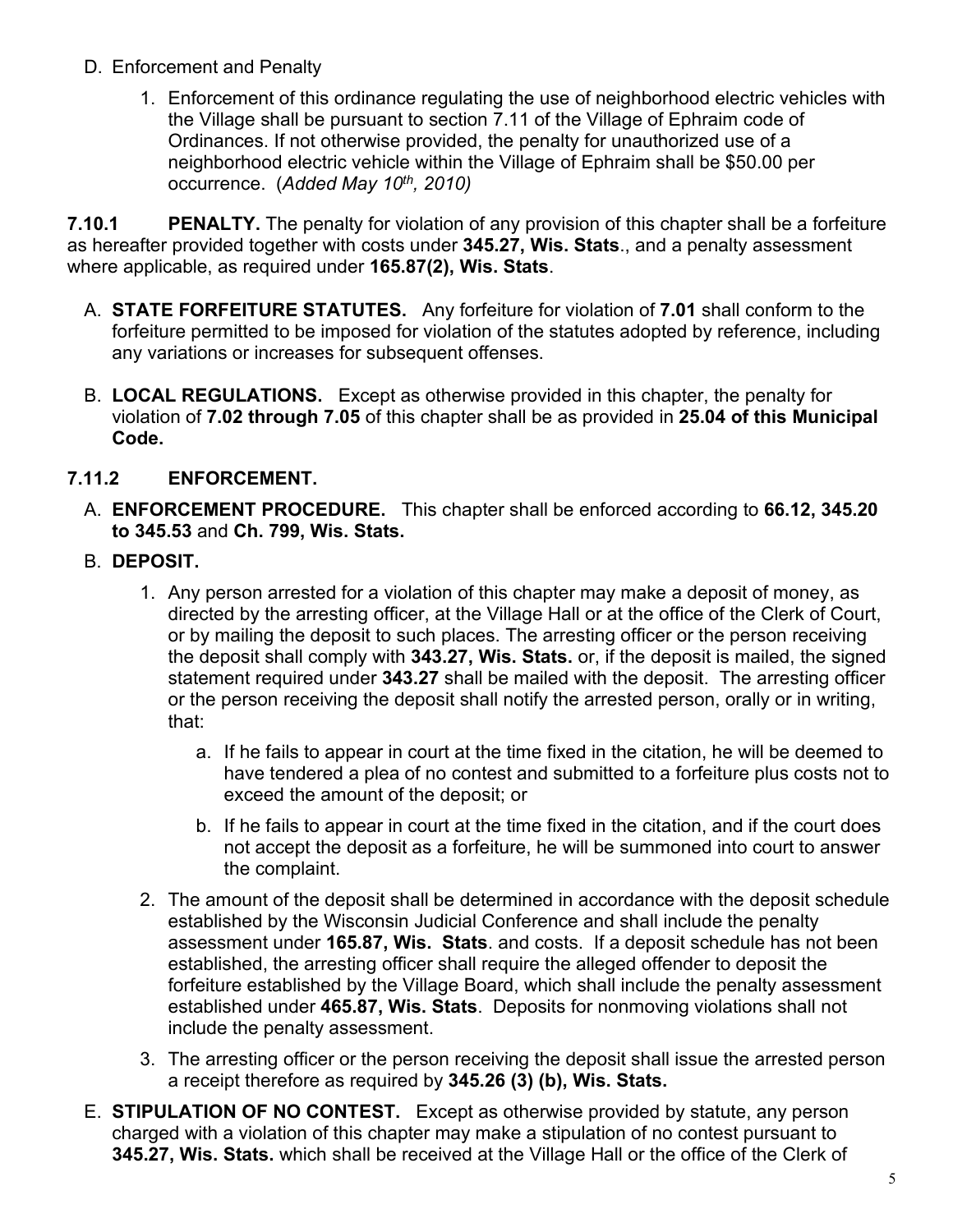D. Enforcement and Penalty

1. Enforcement of this ordinance regulating the use of neighborhood electric vehicles with the Village shall be pursuant to section 7.11 of the Village of Ephraim code of Ordinances. If not otherwise provided, the penalty for unauthorized use of a neighborhood electric vehicle within the Village of Ephraim shall be $50.00 per occurrence. (*Added May 10th, 2010)*

**7.10.1 PENALTY.** The penalty for violation of any provision of this chapter shall be a forfeiture as hereafter provided together with costs under **345.27, Wis. Stats**., and a penalty assessment where applicable, as required under **165.87(2), Wis. Stats**.

A. **STATE FORFEITURE STATUTES.** Any forfeiture for violation of **7.01** shall conform to the forfeiture permitted to be imposed for violation of the statutes adopted by reference, including any variations or increases for subsequent offenses.

B. **LOCAL REGULATIONS.** Except as otherwise provided in this chapter, the penalty for violation of **7.02 through 7.05** of this chapter shall be as provided in **25.04 of this Municipal Code.**

**7.11.2 ENFORCEMENT.**

A. **ENFORCEMENT PROCEDURE.** This chapter shall be enforced according to **66.12, 345.20 to 345.53** and **Ch. 799, Wis. Stats.**

B. **DEPOSIT.**

1. Any person arrested for a violation of this chapter may make a deposit of money, as directed by the arresting officer, at the Village Hall or at the office of the Clerk of Court, or by mailing the deposit to such places. The arresting officer or the person receiving the deposit shall comply with **343.27, Wis. Stats.** or, if the deposit is mailed, the signed statement required under **343.27** shall be mailed with the deposit. The arresting officer or the person receiving the deposit shall notify the arrested person, orally or in writing, that:

   a. If he fails to appear in court at the time fixed in the citation, he will be deemed to have tendered a plea of no contest and submitted to a forfeiture plus costs not to exceed the amount of the deposit; or

   b. If he fails to appear in court at the time fixed in the citation, and if the court does not accept the deposit as a forfeiture, he will be summoned into court to answer the complaint.

2. The amount of the deposit shall be determined in accordance with the deposit schedule established by the Wisconsin Judicial Conference and shall include the penalty assessment under **165.87, Wis. Stats**. and costs. If a deposit schedule has not been established, the arresting officer shall require the alleged offender to deposit the forfeiture established by the Village Board, which shall include the penalty assessment established under **465.87, Wis. Stats**. Deposits for nonmoving violations shall not include the penalty assessment.

3. The arresting officer or the person receiving the deposit shall issue the arrested person a receipt therefore as required by **345.26 (3) (b), Wis. Stats.**

E. **STIPULATION OF NO CONTEST.** Except as otherwise provided by statute, any person charged with a violation of this chapter may make a stipulation of no contest pursuant to **345.27, Wis. Stats.** which shall be received at the Village Hall or the office of the Clerk of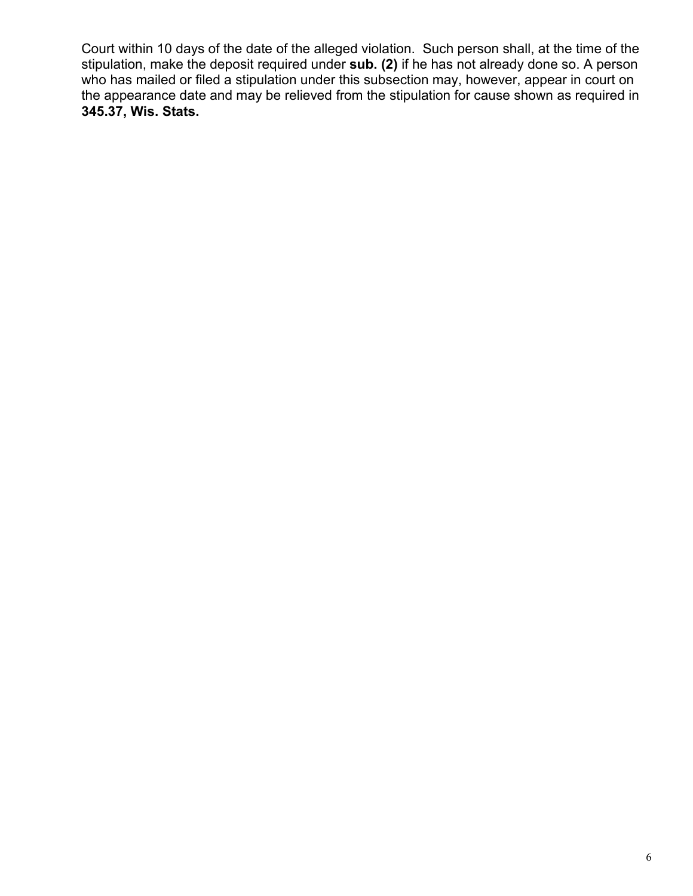Court within 10 days of the date of the alleged violation. Such person shall, at the time of the stipulation, make the deposit required under **sub. (2)** if he has not already done so. A person who has mailed or filed a stipulation under this subsection may, however, appear in court on the appearance date and may be relieved from the stipulation for cause shown as required in **345.37, Wis. Stats.**